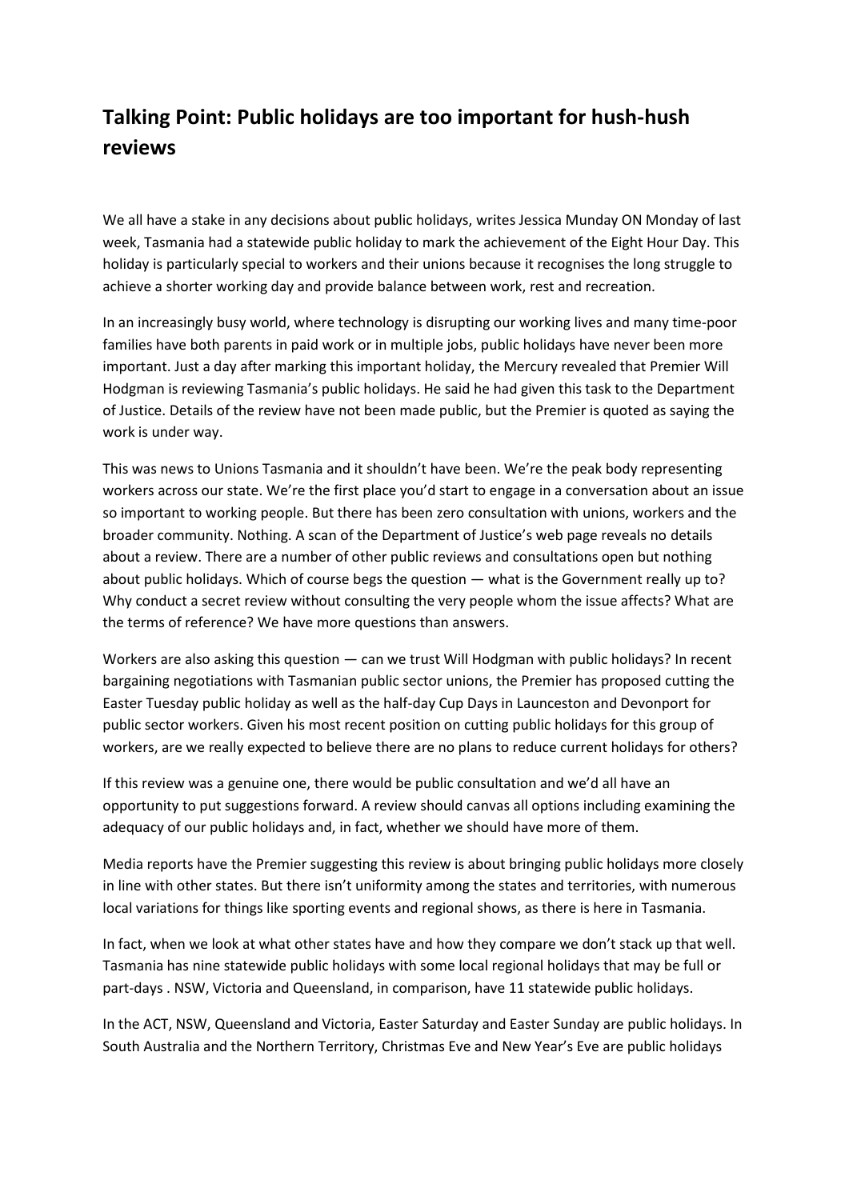# Talking Point: Public holidays are too important for hush-hush reviews

We all have a stake in any decisions about public holidays, writes Jessica Munday ON Monday of last week, Tasmania had a statewide public holiday to mark the achievement of the Eight Hour Day. This holiday is particularly special to workers and their unions because it recognises the long struggle to achieve a shorter working day and provide balance between work, rest and recreation.

In an increasingly busy world, where technology is disrupting our working lives and many time-poor families have both parents in paid work or in multiple jobs, public holidays have never been more important. Just a day after marking this important holiday, the Mercury revealed that Premier Will Hodgman is reviewing Tasmania's public holidays. He said he had given this task to the Department of Justice. Details of the review have not been made public, but the Premier is quoted as saying the work is under way.

This was news to Unions Tasmania and it shouldn't have been. We're the peak body representing workers across our state. We're the first place you'd start to engage in a conversation about an issue so important to working people. But there has been zero consultation with unions, workers and the broader community. Nothing. A scan of the Department of Justice's web page reveals no details about a review. There are a number of other public reviews and consultations open but nothing about public holidays. Which of course begs the question — what is the Government really up to? Why conduct a secret review without consulting the very people whom the issue affects? What are the terms of reference? We have more questions than answers.

Workers are also asking this question — can we trust Will Hodgman with public holidays? In recent bargaining negotiations with Tasmanian public sector unions, the Premier has proposed cutting the Easter Tuesday public holiday as well as the half-day Cup Days in Launceston and Devonport for public sector workers. Given his most recent position on cutting public holidays for this group of workers, are we really expected to believe there are no plans to reduce current holidays for others?

If this review was a genuine one, there would be public consultation and we'd all have an opportunity to put suggestions forward. A review should canvas all options including examining the adequacy of our public holidays and, in fact, whether we should have more of them.

Media reports have the Premier suggesting this review is about bringing public holidays more closely in line with other states. But there isn't uniformity among the states and territories, with numerous local variations for things like sporting events and regional shows, as there is here in Tasmania.

In fact, when we look at what other states have and how they compare we don't stack up that well. Tasmania has nine statewide public holidays with some local regional holidays that may be full or part-days . NSW, Victoria and Queensland, in comparison, have 11 statewide public holidays.

In the ACT, NSW, Queensland and Victoria, Easter Saturday and Easter Sunday are public holidays. In South Australia and the Northern Territory, Christmas Eve and New Year's Eve are public holidays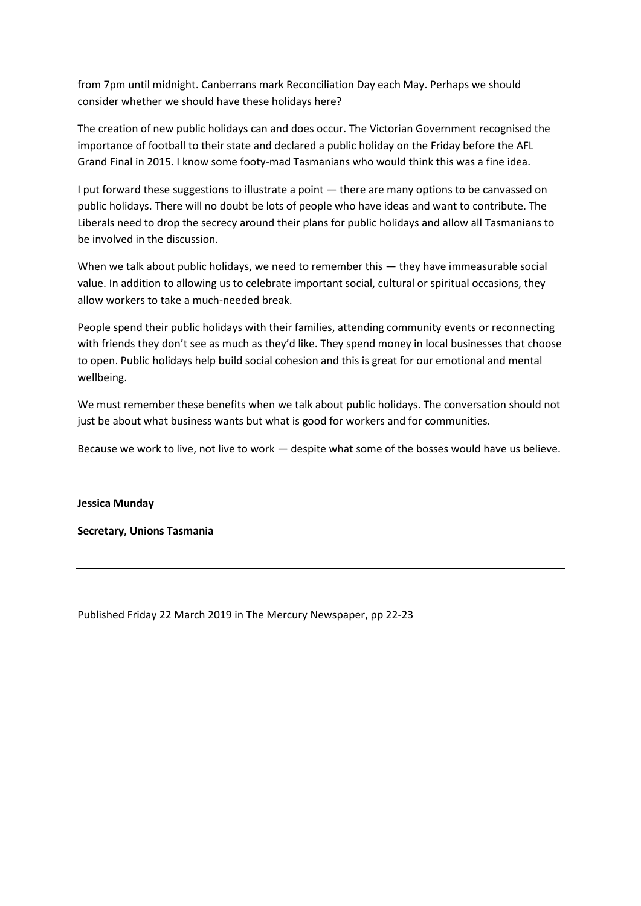from 7pm until midnight. Canberrans mark Reconciliation Day each May. Perhaps we should consider whether we should have these holidays here?

The creation of new public holidays can and does occur. The Victorian Government recognised the importance of football to their state and declared a public holiday on the Friday before the AFL Grand Final in 2015. I know some footy-mad Tasmanians who would think this was a fine idea.

I put forward these suggestions to illustrate a point — there are many options to be canvassed on public holidays. There will no doubt be lots of people who have ideas and want to contribute. The Liberals need to drop the secrecy around their plans for public holidays and allow all Tasmanians to be involved in the discussion.

When we talk about public holidays, we need to remember this — they have immeasurable social value. In addition to allowing us to celebrate important social, cultural or spiritual occasions, they allow workers to take a much-needed break.

People spend their public holidays with their families, attending community events or reconnecting with friends they don't see as much as they'd like. They spend money in local businesses that choose to open. Public holidays help build social cohesion and this is great for our emotional and mental wellbeing.

We must remember these benefits when we talk about public holidays. The conversation should not just be about what business wants but what is good for workers and for communities.

Because we work to live, not live to work — despite what some of the bosses would have us believe.

**Jessica Munday**

**Secretary, Unions Tasmania**

---

Published Friday 22 March 2019 in The Mercury Newspaper, pp 22-23